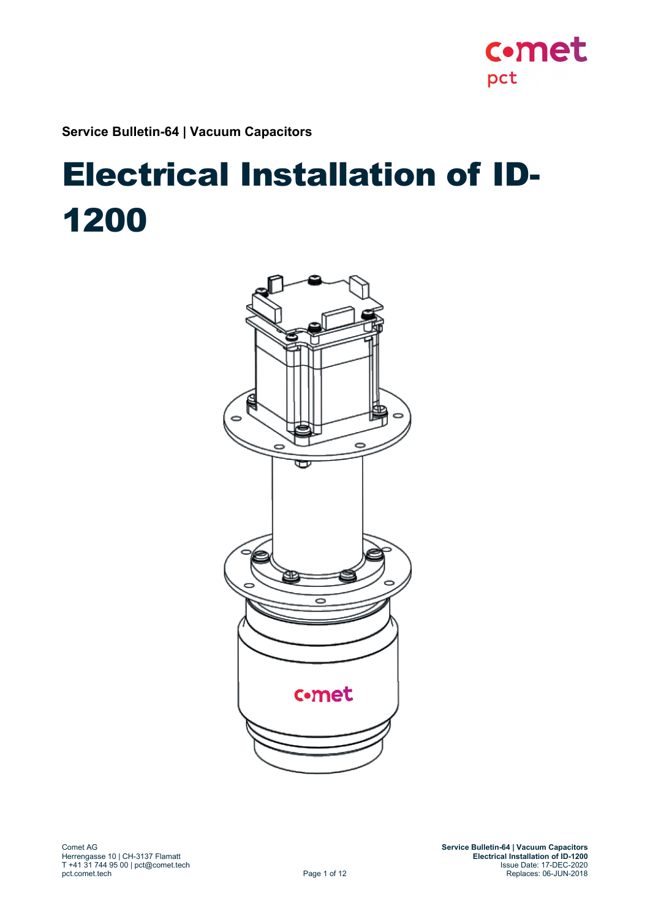**Service Bulletin-64 | Vacuum Capacitors**

# Electrical Installation of ID-1200

Comet AG
Herrengasse 10 | CH-3137 Flamatt
T +41 31 744 95 00 | pct@comet.tech
pct.comet.tech

Issue Date: 17-DEC-2020
Replaces: 06-JUN-2018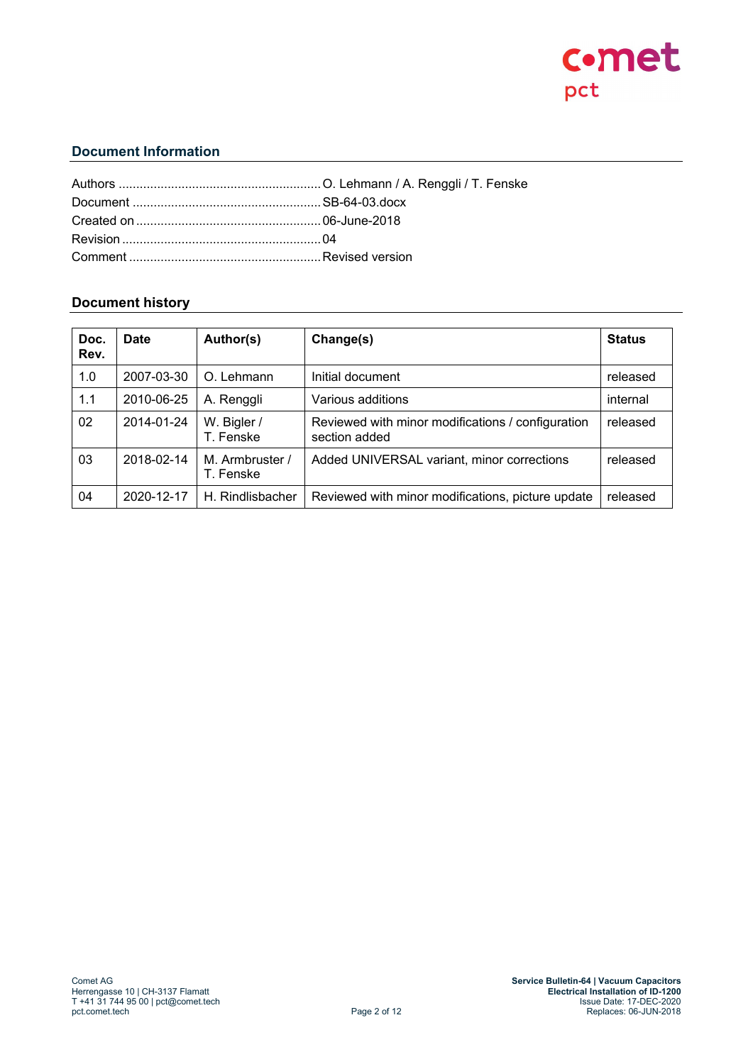## Document Information

Authors ........................................................ O. Lehmann / A. Renggli / T. Fenske
Document ..................................................... SB-64-03.docx
Created on .................................................... 06-June-2018
Revision ........................................................ 04
Comment ...................................................... Revised version

## Document history

| Doc. Rev. | Date | Author(s) | Change(s) | Status |
|---|---|---|---|---|
| 1.0 | 2007-03-30 | O. Lehmann | Initial document | released |
| 1.1 | 2010-06-25 | A. Renggli | Various additions | internal |
| 02 | 2014-01-24 | W. Bigler / T. Fenske | Reviewed with minor modifications / configuration section added | released |
| 03 | 2018-02-14 | M. Armbruster / T. Fenske | Added UNIVERSAL variant, minor corrections | released |
| 04 | 2020-12-17 | H. Rindlisbacher | Reviewed with minor modifications, picture update | released |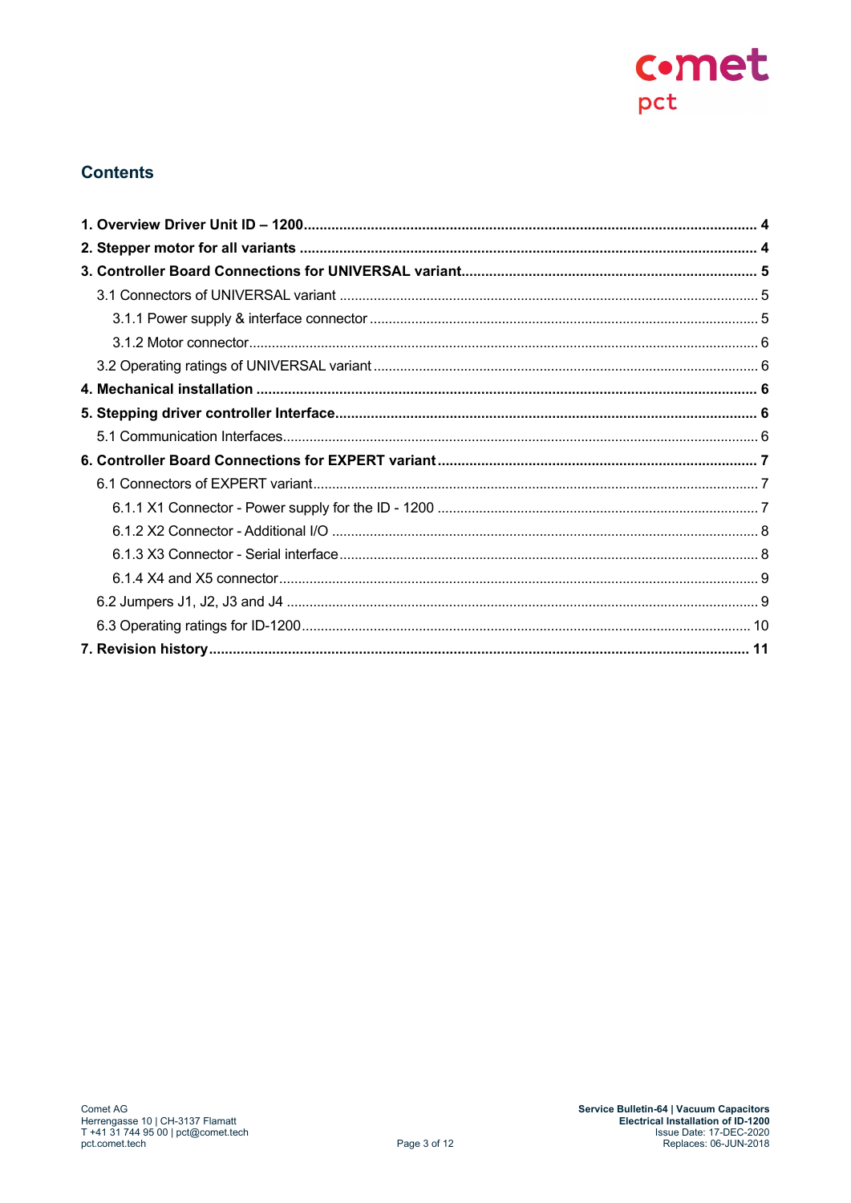## Contents

**1. Overview Driver Unit ID – 1200 ... 4**

**2. Stepper motor for all variants ... 4**

**3. Controller Board Connections for UNIVERSAL variant ... 5**

- 3.1 Connectors of UNIVERSAL variant ... 5
  - 3.1.1 Power supply & interface connector ... 5
  - 3.1.2 Motor connector ... 6
- 3.2 Operating ratings of UNIVERSAL variant ... 6

**4. Mechanical installation ... 6**

**5. Stepping driver controller Interface ... 6**

- 5.1 Communication Interfaces ... 6

**6. Controller Board Connections for EXPERT variant ... 7**

- 6.1 Connectors of EXPERT variant ... 7
  - 6.1.1 X1 Connector - Power supply for the ID - 1200 ... 7
  - 6.1.2 X2 Connector - Additional I/O ... 8
  - 6.1.3 X3 Connector - Serial interface ... 8
  - 6.1.4 X4 and X5 connector ... 9
- 6.2 Jumpers J1, J2, J3 and J4 ... 9
- 6.3 Operating ratings for ID-1200 ... 10

**7. Revision history ... 11**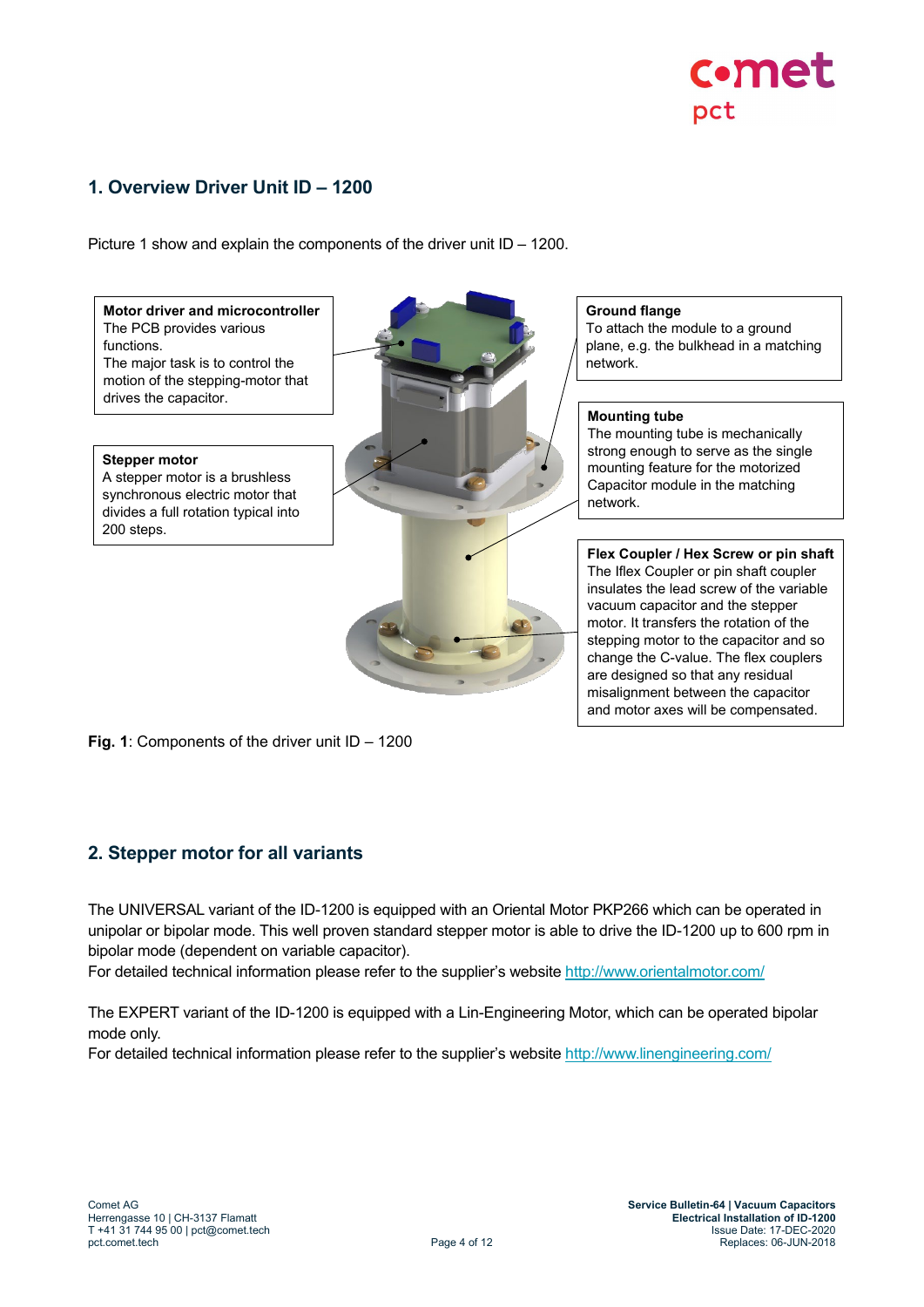## 1. Overview Driver Unit ID – 1200

Picture 1 show and explain the components of the driver unit ID – 1200.

**Motor driver and microcontroller**
The PCB provides various functions.
The major task is to control the motion of the stepping-motor that drives the capacitor.

**Stepper motor**
A stepper motor is a brushless synchronous electric motor that divides a full rotation typical into 200 steps.

**Ground flange**
To attach the module to a ground plane, e.g. the bulkhead in a matching network.

**Mounting tube**
The mounting tube is mechanically strong enough to serve as the single mounting feature for the motorized Capacitor module in the matching network.

**Flex Coupler / Hex Screw or pin shaft**
The Iflex Coupler or pin shaft coupler insulates the lead screw of the variable vacuum capacitor and the stepper motor. It transfers the rotation of the stepping motor to the capacitor and so change the C-value. The flex couplers are designed so that any residual misalignment between the capacitor and motor axes will be compensated.

**Fig. 1**: Components of the driver unit ID – 1200

## 2. Stepper motor for all variants

The UNIVERSAL variant of the ID-1200 is equipped with an Oriental Motor PKP266 which can be operated in unipolar or bipolar mode. This well proven standard stepper motor is able to drive the ID-1200 up to 600 rpm in bipolar mode (dependent on variable capacitor).
For detailed technical information please refer to the supplier's website http://www.orientalmotor.com/

The EXPERT variant of the ID-1200 is equipped with a Lin-Engineering Motor, which can be operated bipolar mode only.
For detailed technical information please refer to the supplier's website http://www.linengineering.com/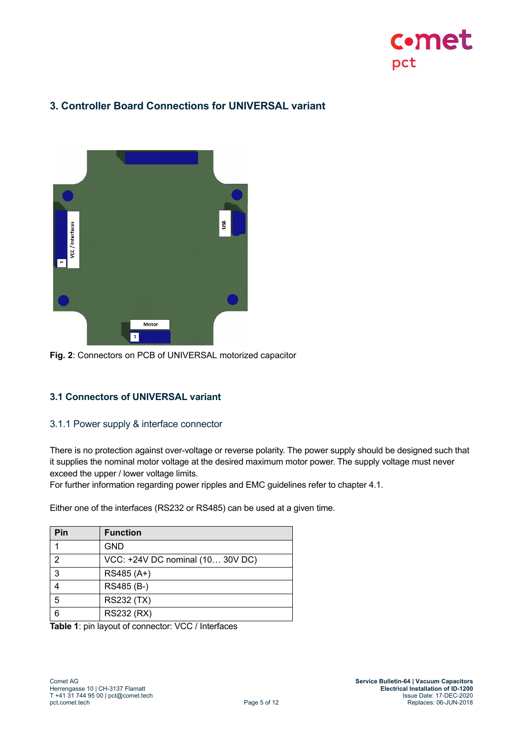## 3. Controller Board Connections for UNIVERSAL variant

**Fig. 2**: Connectors on PCB of UNIVERSAL motorized capacitor

### 3.1 Connectors of UNIVERSAL variant

#### 3.1.1 Power supply & interface connector

There is no protection against over-voltage or reverse polarity. The power supply should be designed such that it supplies the nominal motor voltage at the desired maximum motor power. The supply voltage must never exceed the upper / lower voltage limits.
For further information regarding power ripples and EMC guidelines refer to chapter 4.1.

Either one of the interfaces (RS232 or RS485) can be used at a given time.

| Pin | Function |
|---|---|
| 1 | GND |
| 2 | VCC: +24V DC nominal (10… 30V DC) |
| 3 | RS485 (A+) |
| 4 | RS485 (B-) |
| 5 | RS232 (TX) |
| 6 | RS232 (RX) |

**Table 1**: pin layout of connector: VCC / Interfaces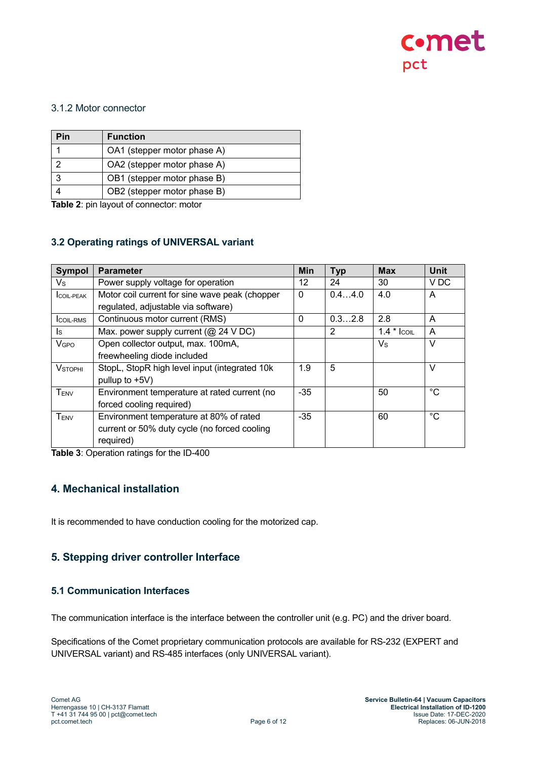### 3.1.2 Motor connector

| Pin | Function |
|---|---|
| 1 | OA1 (stepper motor phase A) |
| 2 | OA2 (stepper motor phase A) |
| 3 | OB1 (stepper motor phase B) |
| 4 | OB2 (stepper motor phase B) |

**Table 2**: pin layout of connector: motor

## 3.2 Operating ratings of UNIVERSAL variant

| Sympol | Parameter | Min | Typ | Max | Unit |
|---|---|---|---|---|---|
| $V_S$ | Power supply voltage for operation | 12 | 24 | 30 | V DC |
| $I_{COIL\text{-}PEAK}$ | Motor coil current for sine wave peak (chopper regulated, adjustable via software) | 0 | 0.4…4.0 | 4.0 | A |
| $I_{COIL\text{-}RMS}$ | Continuous motor current (RMS) | 0 | 0.3…2.8 | 2.8 | A |
| $I_S$ | Max. power supply current (@ 24 V DC) | | 2 | 1.4 * $I_{COIL}$ | A |
| $V_{GPO}$ | Open collector output, max. 100mA, freewheeling diode included | | | $V_S$ | V |
| $V_{STOPHI}$ | StopL, StopR high level input (integrated 10k pullup to +5V) | 1.9 | 5 | | V |
| $T_{ENV}$ | Environment temperature at rated current (no forced cooling required) | -35 | | 50 | °C |
| $T_{ENV}$ | Environment temperature at 80% of rated current or 50% duty cycle (no forced cooling required) | -35 | | 60 | °C |

**Table 3**: Operation ratings for the ID-400

## 4. Mechanical installation

It is recommended to have conduction cooling for the motorized cap.

## 5. Stepping driver controller Interface

### 5.1 Communication Interfaces

The communication interface is the interface between the controller unit (e.g. PC) and the driver board.

Specifications of the Comet proprietary communication protocols are available for RS-232 (EXPERT and UNIVERSAL variant) and RS-485 interfaces (only UNIVERSAL variant).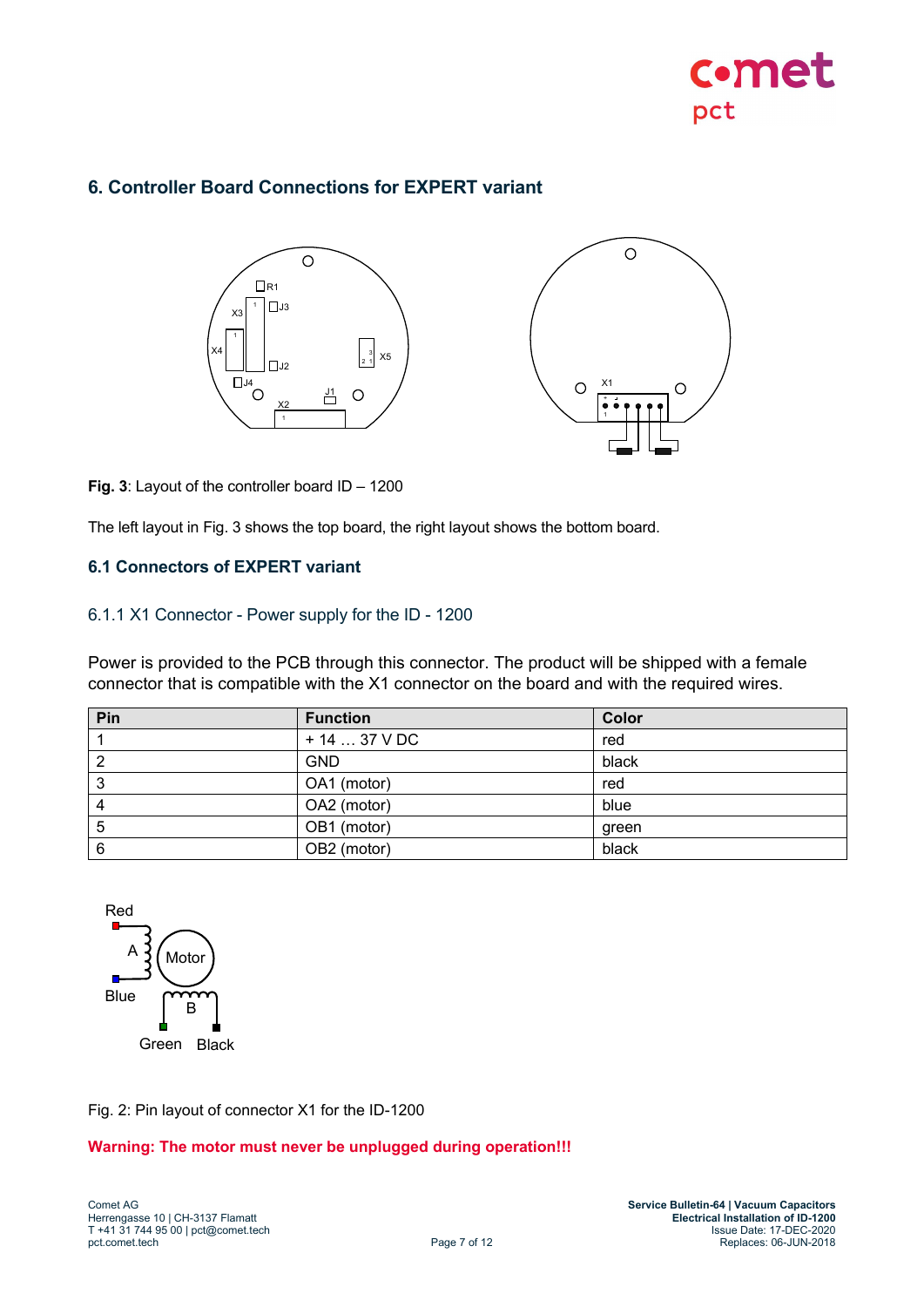## 6. Controller Board Connections for EXPERT variant

**Fig. 3**: Layout of the controller board ID – 1200

The left layout in Fig. 3 shows the top board, the right layout shows the bottom board.

### 6.1 Connectors of EXPERT variant

#### 6.1.1 X1 Connector - Power supply for the ID - 1200

Power is provided to the PCB through this connector. The product will be shipped with a female connector that is compatible with the X1 connector on the board and with the required wires.

| Pin | Function | Color |
|---|---|---|
| 1 | + 14 … 37 V DC | red |
| 2 | GND | black |
| 3 | OA1 (motor) | red |
| 4 | OA2 (motor) | blue |
| 5 | OB1 (motor) | green |
| 6 | OB2 (motor) | black |

Fig. 2: Pin layout of connector X1 for the ID-1200

**Warning: The motor must never be unplugged during operation!!!**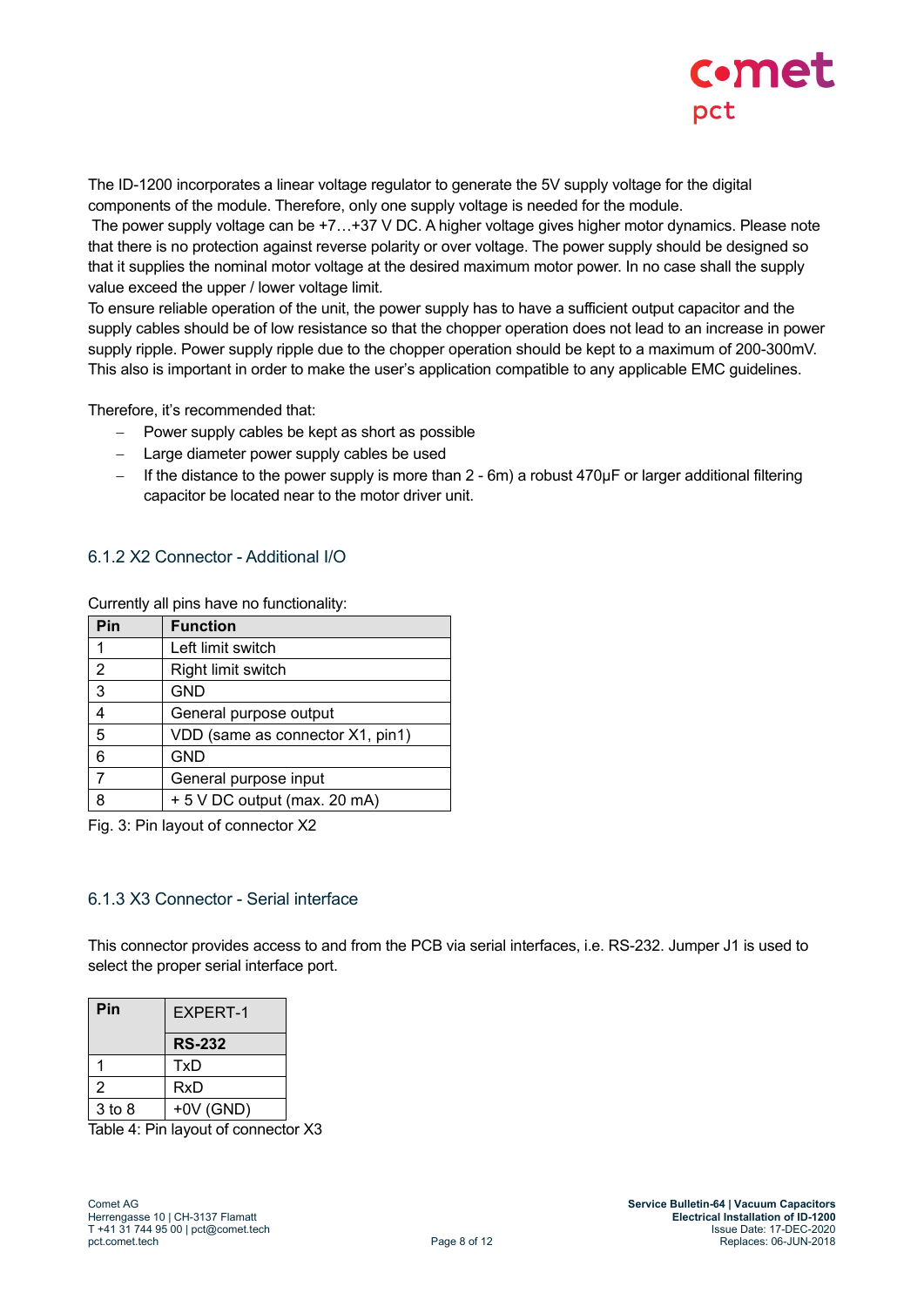The ID-1200 incorporates a linear voltage regulator to generate the 5V supply voltage for the digital components of the module. Therefore, only one supply voltage is needed for the module.
The power supply voltage can be +7…+37 V DC. A higher voltage gives higher motor dynamics. Please note that there is no protection against reverse polarity or over voltage. The power supply should be designed so that it supplies the nominal motor voltage at the desired maximum motor power. In no case shall the supply value exceed the upper / lower voltage limit.
To ensure reliable operation of the unit, the power supply has to have a sufficient output capacitor and the supply cables should be of low resistance so that the chopper operation does not lead to an increase in power supply ripple. Power supply ripple due to the chopper operation should be kept to a maximum of 200-300mV. This also is important in order to make the user's application compatible to any applicable EMC guidelines.

Therefore, it's recommended that:

- Power supply cables be kept as short as possible
- Large diameter power supply cables be used
- If the distance to the power supply is more than 2 - 6m) a robust 470µF or larger additional filtering capacitor be located near to the motor driver unit.

### 6.1.2 X2 Connector - Additional I/O

Currently all pins have no functionality:

| Pin | Function |
|---|---|
| 1 | Left limit switch |
| 2 | Right limit switch |
| 3 | GND |
| 4 | General purpose output |
| 5 | VDD (same as connector X1, pin1) |
| 6 | GND |
| 7 | General purpose input |
| 8 | + 5 V DC output (max. 20 mA) |

Fig. 3: Pin layout of connector X2

### 6.1.3 X3 Connector - Serial interface

This connector provides access to and from the PCB via serial interfaces, i.e. RS-232. Jumper J1 is used to select the proper serial interface port.

| Pin | EXPERT-1 |
|---|---|
| | **RS-232** |
| 1 | TxD |
| 2 | RxD |
| 3 to 8 | +0V (GND) |

Table 4: Pin layout of connector X3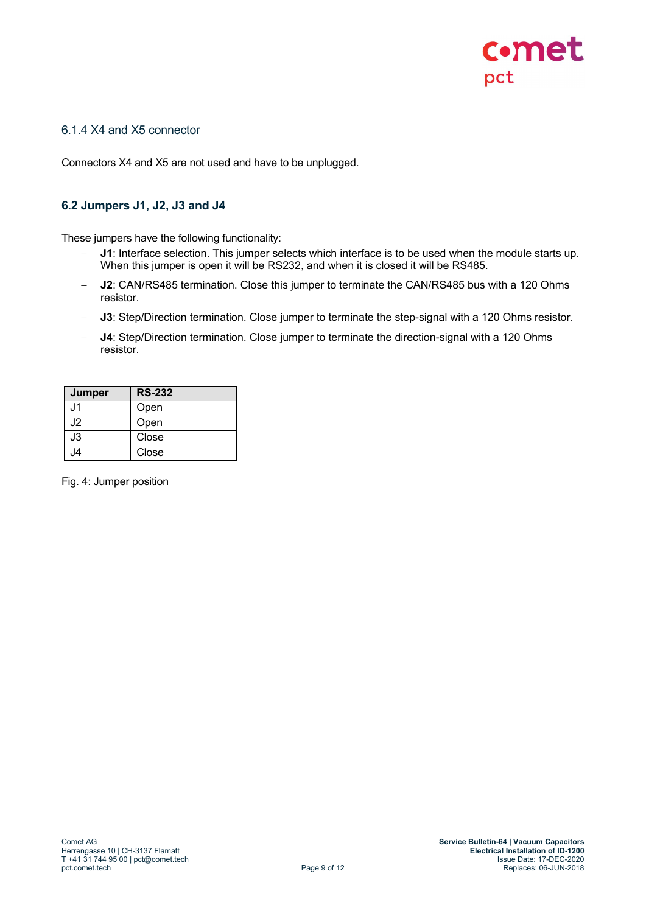#### 6.1.4 X4 and X5 connector

Connectors X4 and X5 are not used and have to be unplugged.

### 6.2 Jumpers J1, J2, J3 and J4

These jumpers have the following functionality:

- **J1**: Interface selection. This jumper selects which interface is to be used when the module starts up. When this jumper is open it will be RS232, and when it is closed it will be RS485.
- **J2**: CAN/RS485 termination. Close this jumper to terminate the CAN/RS485 bus with a 120 Ohms resistor.
- **J3**: Step/Direction termination. Close jumper to terminate the step-signal with a 120 Ohms resistor.
- **J4**: Step/Direction termination. Close jumper to terminate the direction-signal with a 120 Ohms resistor.

| Jumper | RS-232 |
|---|---|
| J1 | Open |
| J2 | Open |
| J3 | Close |
| J4 | Close |

Fig. 4: Jumper position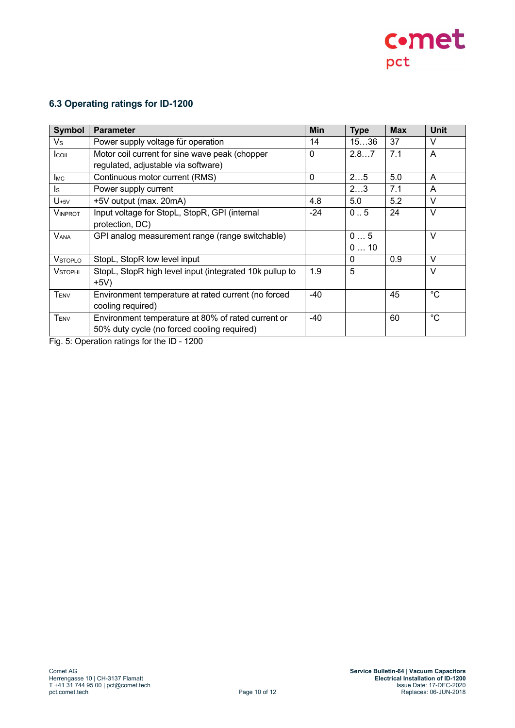## 6.3 Operating ratings for ID-1200

| Symbol | Parameter | Min | Type | Max | Unit |
|---|---|---|---|---|---|
| $V_S$ | Power supply voltage für operation | 14 | 15…36 | 37 | V |
| $I_{COIL}$ | Motor coil current for sine wave peak (chopper regulated, adjustable via software) | 0 | 2.8…7 | 7.1 | A |
| $I_{MC}$ | Continuous motor current (RMS) | 0 | 2…5 | 5.0 | A |
| $I_S$ | Power supply current | | 2…3 | 7.1 | A |
| $U_{+5V}$ | +5V output (max. 20mA) | 4.8 | 5.0 | 5.2 | V |
| $V_{INPROT}$ | Input voltage for StopL, StopR, GPI (internal protection, DC) | -24 | 0 .. 5 | 24 | V |
| $V_{ANA}$ | GPI analog measurement range (range switchable) | | 0 … 5<br>0 … 10 | | V |
| $V_{STOPLO}$ | StopL, StopR low level input | | 0 | 0.9 | V |
| $V_{STOPHI}$ | StopL, StopR high level input (integrated 10k pullup to +5V) | 1.9 | 5 | | V |
| $T_{ENV}$ | Environment temperature at rated current (no forced cooling required) | -40 | | 45 | °C |
| $T_{ENV}$ | Environment temperature at 80% of rated current or 50% duty cycle (no forced cooling required) | -40 | | 60 | °C |

Fig. 5: Operation ratings for the ID - 1200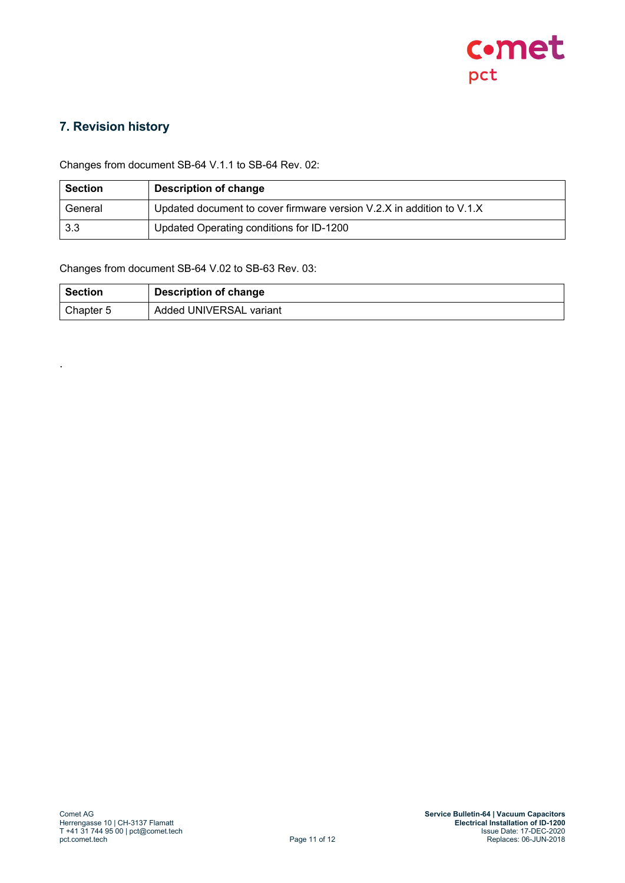## 7. Revision history

Changes from document SB-64 V.1.1 to SB-64 Rev. 02:

| Section | Description of change |
|---|---|
| General | Updated document to cover firmware version V.2.X in addition to V.1.X |
| 3.3 | Updated Operating conditions for ID-1200 |

Changes from document SB-64 V.02 to SB-63 Rev. 03:

| Section | Description of change |
|---|---|
| Chapter 5 | Added UNIVERSAL variant |

.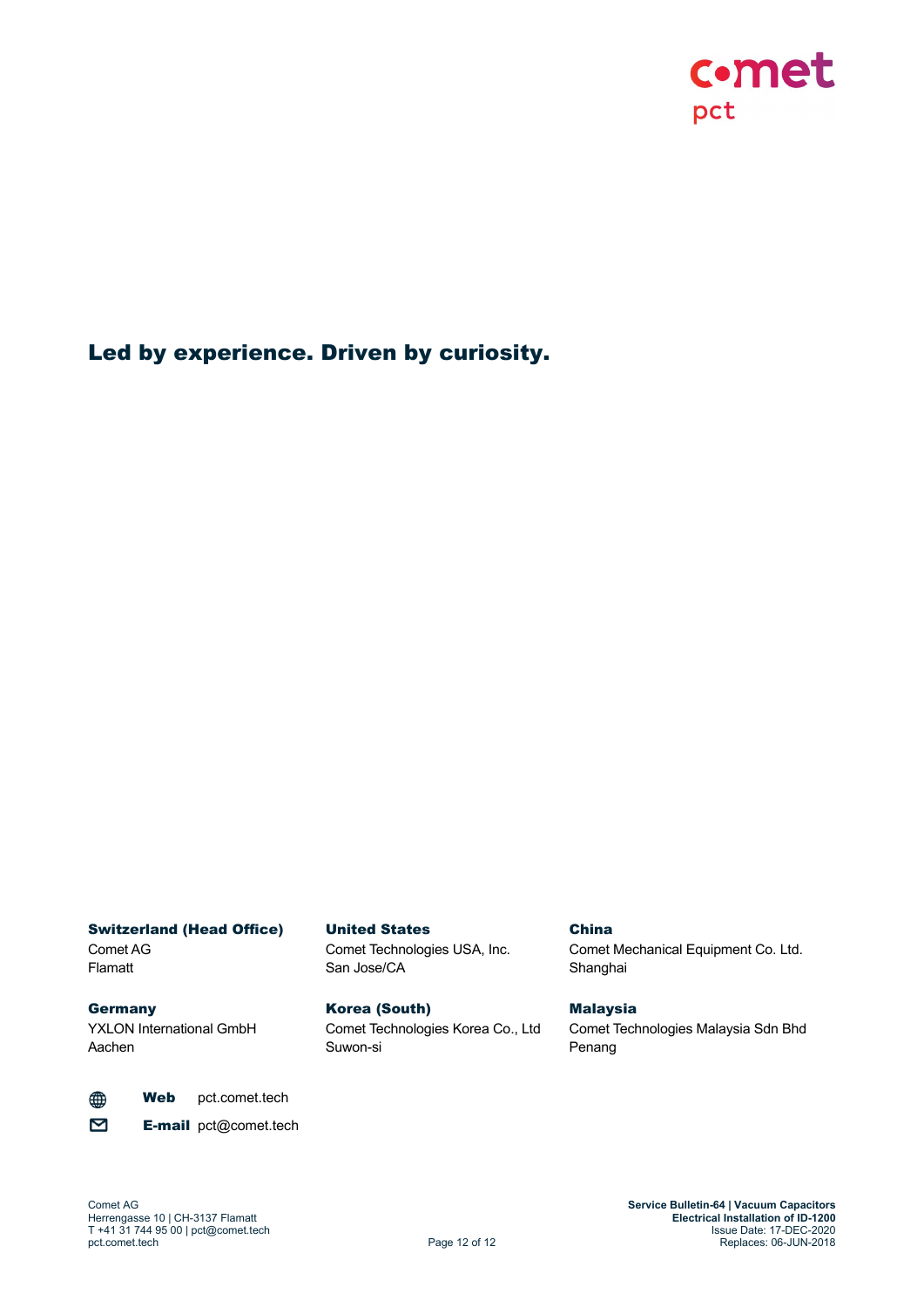## Led by experience. Driven by curiosity.

**Switzerland (Head Office)**
Comet AG
Flamatt

**United States**
Comet Technologies USA, Inc.
San Jose/CA

**China**
Comet Mechanical Equipment Co. Ltd.
Shanghai

**Germany**
YXLON International GmbH
Aachen

**Korea (South)**
Comet Technologies Korea Co., Ltd
Suwon-si

**Malaysia**
Comet Technologies Malaysia Sdn Bhd
Penang

**Web** pct.comet.tech

**E-mail** pct@comet.tech